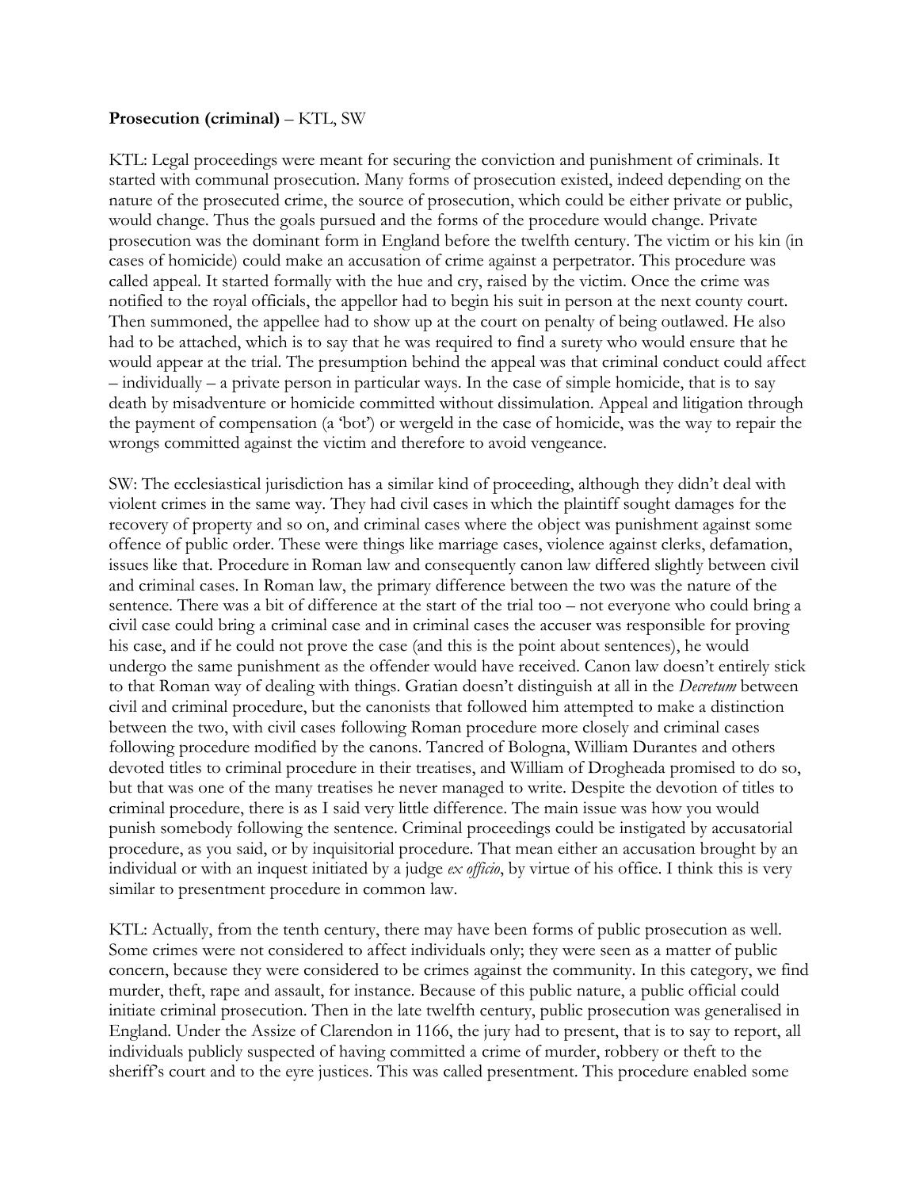**Prosecution (criminal)** – KTL, SW

KTL: Legal proceedings were meant for securing the conviction and punishment of criminals. It started with communal prosecution. Many forms of prosecution existed, indeed depending on the nature of the prosecuted crime, the source of prosecution, which could be either private or public, would change. Thus the goals pursued and the forms of the procedure would change. Private prosecution was the dominant form in England before the twelfth century. The victim or his kin (in cases of homicide) could make an accusation of crime against a perpetrator. This procedure was called appeal. It started formally with the hue and cry, raised by the victim. Once the crime was notified to the royal officials, the appellor had to begin his suit in person at the next county court. Then summoned, the appellee had to show up at the court on penalty of being outlawed. He also had to be attached, which is to say that he was required to find a surety who would ensure that he would appear at the trial. The presumption behind the appeal was that criminal conduct could affect – individually – a private person in particular ways. In the case of simple homicide, that is to say death by misadventure or homicide committed without dissimulation. Appeal and litigation through the payment of compensation (a 'bot') or wergeld in the case of homicide, was the way to repair the wrongs committed against the victim and therefore to avoid vengeance.

SW: The ecclesiastical jurisdiction has a similar kind of proceeding, although they didn't deal with violent crimes in the same way. They had civil cases in which the plaintiff sought damages for the recovery of property and so on, and criminal cases where the object was punishment against some offence of public order. These were things like marriage cases, violence against clerks, defamation, issues like that. Procedure in Roman law and consequently canon law differed slightly between civil and criminal cases. In Roman law, the primary difference between the two was the nature of the sentence. There was a bit of difference at the start of the trial too – not everyone who could bring a civil case could bring a criminal case and in criminal cases the accuser was responsible for proving his case, and if he could not prove the case (and this is the point about sentences), he would undergo the same punishment as the offender would have received. Canon law doesn't entirely stick to that Roman way of dealing with things. Gratian doesn't distinguish at all in the *Decretum* between civil and criminal procedure, but the canonists that followed him attempted to make a distinction between the two, with civil cases following Roman procedure more closely and criminal cases following procedure modified by the canons. Tancred of Bologna, William Durantes and others devoted titles to criminal procedure in their treatises, and William of Drogheada promised to do so, but that was one of the many treatises he never managed to write. Despite the devotion of titles to criminal procedure, there is as I said very little difference. The main issue was how you would punish somebody following the sentence. Criminal proceedings could be instigated by accusatorial procedure, as you said, or by inquisitorial procedure. That mean either an accusation brought by an individual or with an inquest initiated by a judge *ex officio*, by virtue of his office. I think this is very similar to presentment procedure in common law.

KTL: Actually, from the tenth century, there may have been forms of public prosecution as well. Some crimes were not considered to affect individuals only; they were seen as a matter of public concern, because they were considered to be crimes against the community. In this category, we find murder, theft, rape and assault, for instance. Because of this public nature, a public official could initiate criminal prosecution. Then in the late twelfth century, public prosecution was generalised in England. Under the Assize of Clarendon in 1166, the jury had to present, that is to say to report, all individuals publicly suspected of having committed a crime of murder, robbery or theft to the sheriff's court and to the eyre justices. This was called presentment. This procedure enabled some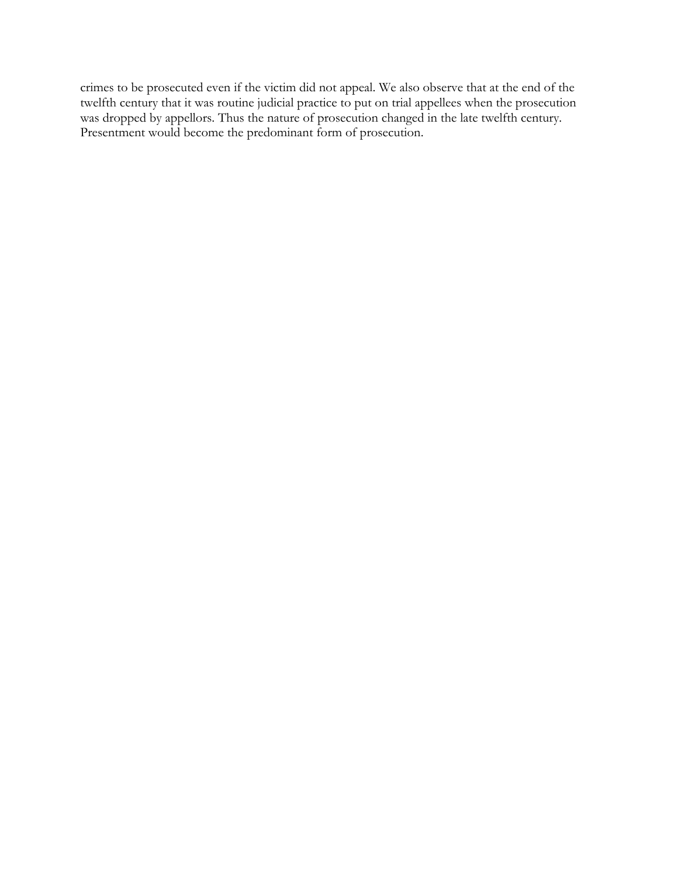crimes to be prosecuted even if the victim did not appeal. We also observe that at the end of the twelfth century that it was routine judicial practice to put on trial appellees when the prosecution was dropped by appellors. Thus the nature of prosecution changed in the late twelfth century. Presentment would become the predominant form of prosecution.